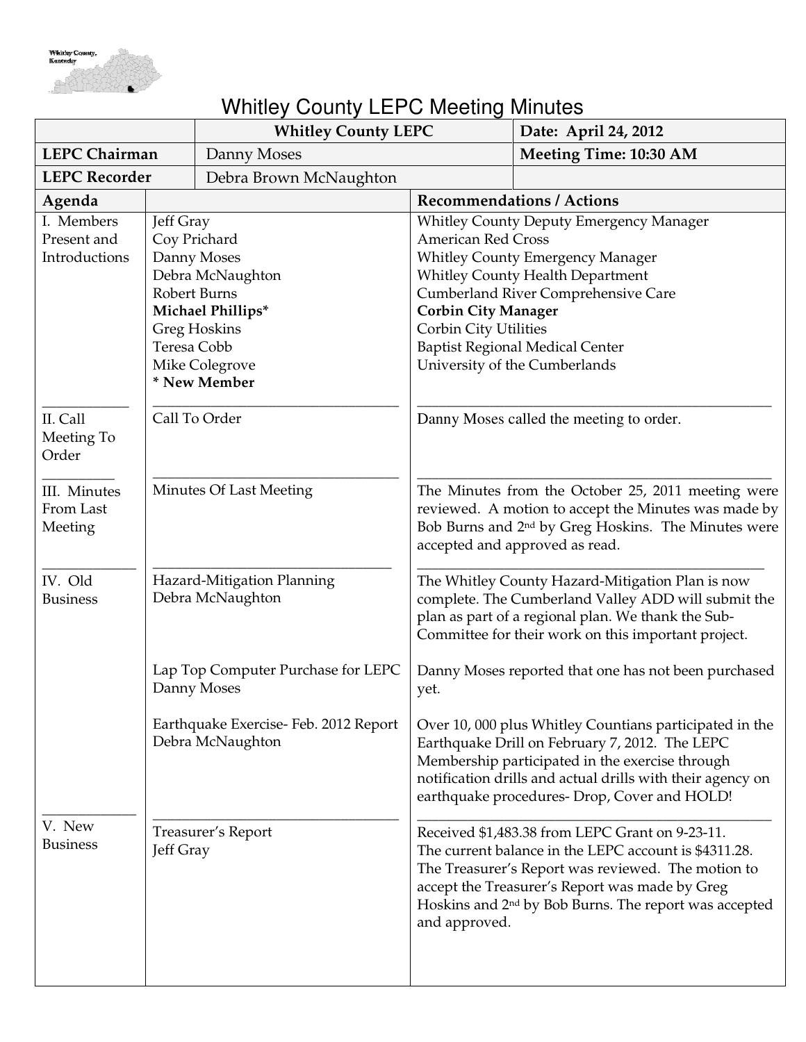# Whitley County LEPC Meeting Minutes

| | Whitley County LEPC | Date: April 24, 2012 |
|---|---|---|
| **LEPC Chairman** | Danny Moses | **Meeting Time: 10:30 AM** |
| **LEPC Recorder** | Debra Brown McNaughton | |

| Agenda | | Recommendations / Actions |
|---|---|---|
| I. Members Present and Introductions | Jeff Gray<br>Coy Prichard<br>Danny Moses<br>Debra McNaughton<br>Robert Burns<br>**Michael Phillips***<br>Greg Hoskins<br>Teresa Cobb<br>Mike Colegrove<br>**\* New Member** | Whitley County Deputy Emergency Manager<br>American Red Cross<br>Whitley County Emergency Manager<br>Whitley County Health Department<br>Cumberland River Comprehensive Care<br>**Corbin City Manager**<br>Corbin City Utilities<br>Baptist Regional Medical Center<br>University of the Cumberlands |
| II. Call Meeting To Order | Call To Order | Danny Moses called the meeting to order. |
| III. Minutes From Last Meeting | Minutes Of Last Meeting | The Minutes from the October 25, 2011 meeting were reviewed. A motion to accept the Minutes was made by Bob Burns and 2nd by Greg Hoskins. The Minutes were accepted and approved as read. |
| IV. Old Business | Hazard-Mitigation Planning<br>Debra McNaughton | The Whitley County Hazard-Mitigation Plan is now complete. The Cumberland Valley ADD will submit the plan as part of a regional plan. We thank the Sub-Committee for their work on this important project. |
| | Lap Top Computer Purchase for LEPC<br>Danny Moses | Danny Moses reported that one has not been purchased yet. |
| | Earthquake Exercise- Feb. 2012 Report<br>Debra McNaughton | Over 10, 000 plus Whitley Countians participated in the Earthquake Drill on February 7, 2012. The LEPC Membership participated in the exercise through notification drills and actual drills with their agency on earthquake procedures- Drop, Cover and HOLD! |
| V. New Business | Treasurer's Report<br>Jeff Gray | Received $1,483.38 from LEPC Grant on 9-23-11.<br>The current balance in the LEPC account is $4311.28.<br>The Treasurer's Report was reviewed. The motion to accept the Treasurer's Report was made by Greg Hoskins and 2nd by Bob Burns. The report was accepted and approved. |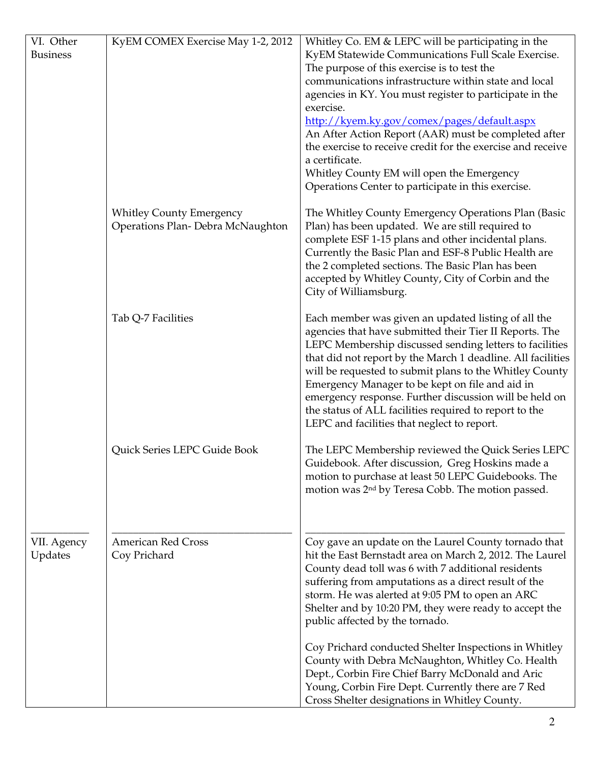| | | |
|---|---|---|
| VI. Other Business | KyEM COMEX Exercise May 1-2, 2012 | Whitley Co. EM & LEPC will be participating in the KyEM Statewide Communications Full Scale Exercise. The purpose of this exercise is to test the communications infrastructure within state and local agencies in KY. You must register to participate in the exercise. http://kyem.ky.gov/comex/pages/default.aspx An After Action Report (AAR) must be completed after the exercise to receive credit for the exercise and receive a certificate. Whitley County EM will open the Emergency Operations Center to participate in this exercise. |
| | Whitley County Emergency Operations Plan- Debra McNaughton | The Whitley County Emergency Operations Plan (Basic Plan) has been updated. We are still required to complete ESF 1-15 plans and other incidental plans. Currently the Basic Plan and ESF-8 Public Health are the 2 completed sections. The Basic Plan has been accepted by Whitley County, City of Corbin and the City of Williamsburg. |
| | Tab Q-7 Facilities | Each member was given an updated listing of all the agencies that have submitted their Tier II Reports. The LEPC Membership discussed sending letters to facilities that did not report by the March 1 deadline. All facilities will be requested to submit plans to the Whitley County Emergency Manager to be kept on file and aid in emergency response. Further discussion will be held on the status of ALL facilities required to report to the LEPC and facilities that neglect to report. |
| | Quick Series LEPC Guide Book | The LEPC Membership reviewed the Quick Series LEPC Guidebook. After discussion, Greg Hoskins made a motion to purchase at least 50 LEPC Guidebooks. The motion was 2nd by Teresa Cobb. The motion passed. |
| VII. Agency Updates | American Red Cross Coy Prichard | Coy gave an update on the Laurel County tornado that hit the East Bernstadt area on March 2, 2012. The Laurel County dead toll was 6 with 7 additional residents suffering from amputations as a direct result of the storm. He was alerted at 9:05 PM to open an ARC Shelter and by 10:20 PM, they were ready to accept the public affected by the tornado. Coy Prichard conducted Shelter Inspections in Whitley County with Debra McNaughton, Whitley Co. Health Dept., Corbin Fire Chief Barry McDonald and Aric Young, Corbin Fire Dept. Currently there are 7 Red Cross Shelter designations in Whitley County. |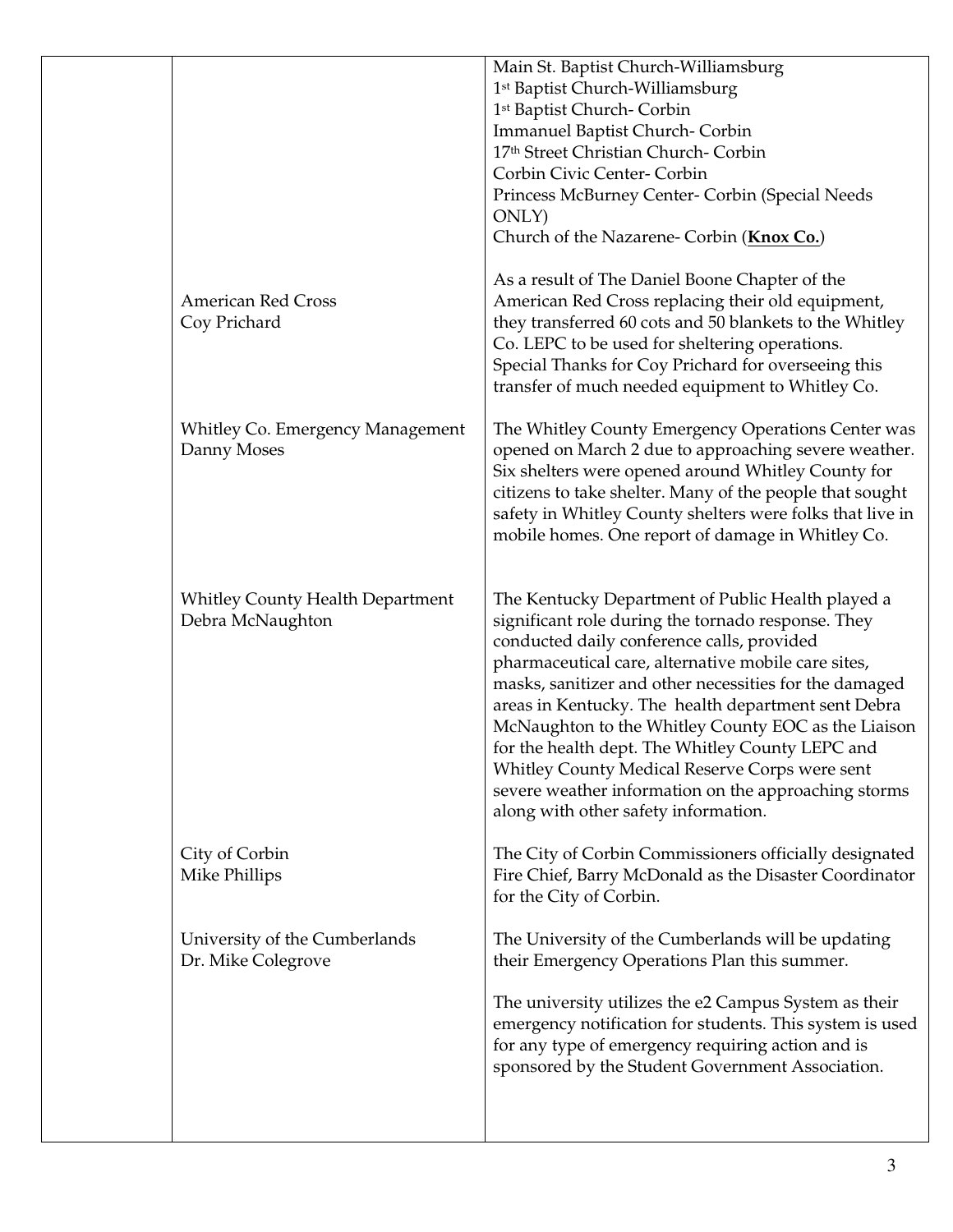| | | |
|---|---|---|
| | | Main St. Baptist Church-Williamsburg<br>1st Baptist Church-Williamsburg<br>1st Baptist Church- Corbin<br>Immanuel Baptist Church- Corbin<br>17th Street Christian Church- Corbin<br>Corbin Civic Center- Corbin<br>Princess McBurney Center- Corbin (Special Needs ONLY)<br>Church of the Nazarene- Corbin (**Knox Co.**) |
| | American Red Cross<br>Coy Prichard | As a result of The Daniel Boone Chapter of the American Red Cross replacing their old equipment, they transferred 60 cots and 50 blankets to the Whitley Co. LEPC to be used for sheltering operations.<br>Special Thanks for Coy Prichard for overseeing this transfer of much needed equipment to Whitley Co. |
| | Whitley Co. Emergency Management<br>Danny Moses | The Whitley County Emergency Operations Center was opened on March 2 due to approaching severe weather. Six shelters were opened around Whitley County for citizens to take shelter. Many of the people that sought safety in Whitley County shelters were folks that live in mobile homes. One report of damage in Whitley Co. |
| | Whitley County Health Department<br>Debra McNaughton | The Kentucky Department of Public Health played a significant role during the tornado response. They conducted daily conference calls, provided pharmaceutical care, alternative mobile care sites, masks, sanitizer and other necessities for the damaged areas in Kentucky. The health department sent Debra McNaughton to the Whitley County EOC as the Liaison for the health dept. The Whitley County LEPC and Whitley County Medical Reserve Corps were sent severe weather information on the approaching storms along with other safety information. |
| | City of Corbin<br>Mike Phillips | The City of Corbin Commissioners officially designated Fire Chief, Barry McDonald as the Disaster Coordinator for the City of Corbin. |
| | University of the Cumberlands<br>Dr. Mike Colegrove | The University of the Cumberlands will be updating their Emergency Operations Plan this summer.<br><br>The university utilizes the e2 Campus System as their emergency notification for students. This system is used for any type of emergency requiring action and is sponsored by the Student Government Association. |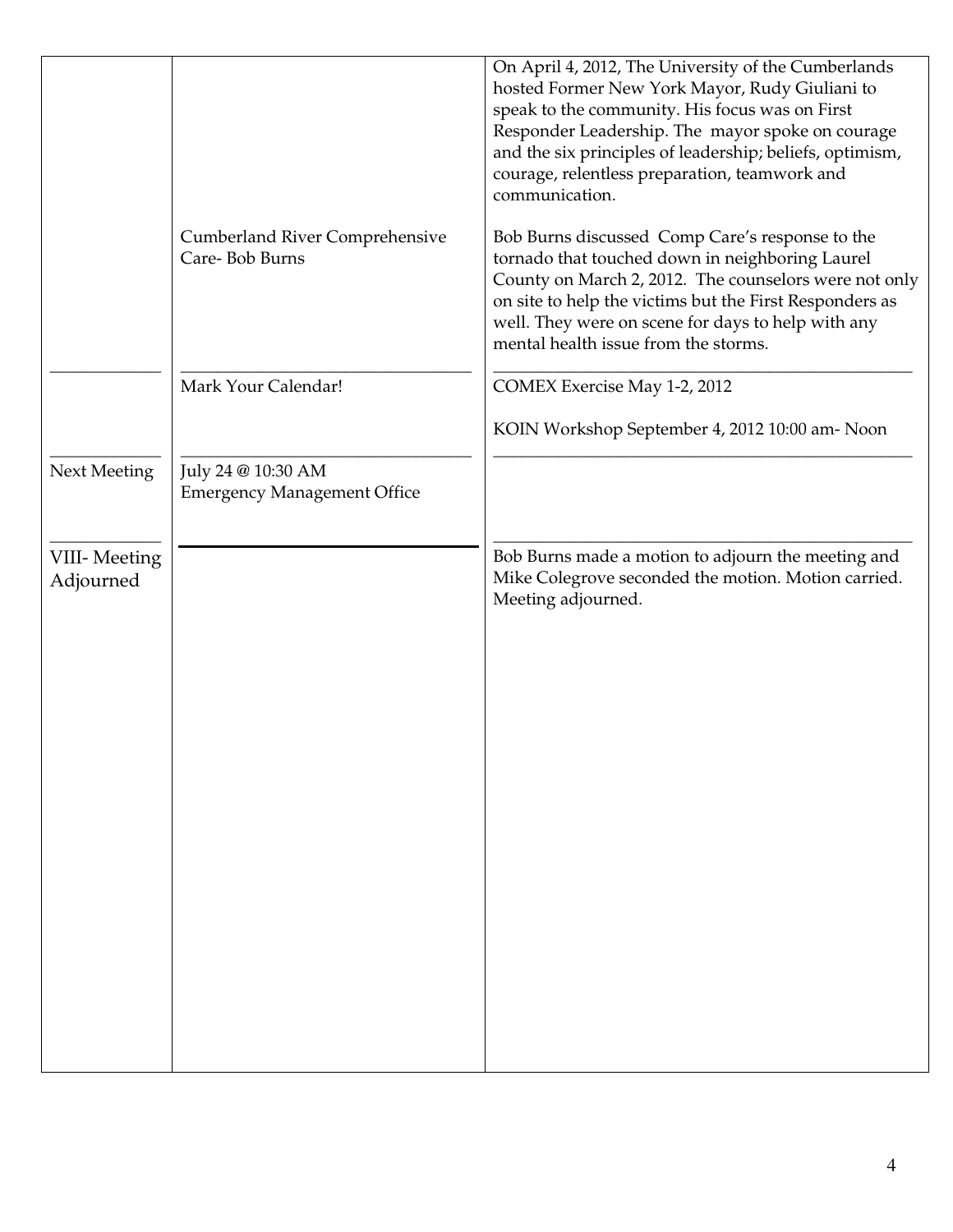| | | |
|---|---|---|
| | | On April 4, 2012, The University of the Cumberlands hosted Former New York Mayor, Rudy Giuliani to speak to the community. His focus was on First Responder Leadership. The mayor spoke on courage and the six principles of leadership; beliefs, optimism, courage, relentless preparation, teamwork and communication. |
| | Cumberland River Comprehensive Care- Bob Burns | Bob Burns discussed Comp Care's response to the tornado that touched down in neighboring Laurel County on March 2, 2012. The counselors were not only on site to help the victims but the First Responders as well. They were on scene for days to help with any mental health issue from the storms. |
| | Mark Your Calendar! | COMEX Exercise May 1-2, 2012<br><br>KOIN Workshop September 4, 2012 10:00 am- Noon |
| Next Meeting | July 24 @ 10:30 AM<br>Emergency Management Office | |
| VIII- Meeting Adjourned | | Bob Burns made a motion to adjourn the meeting and Mike Colegrove seconded the motion. Motion carried. Meeting adjourned. |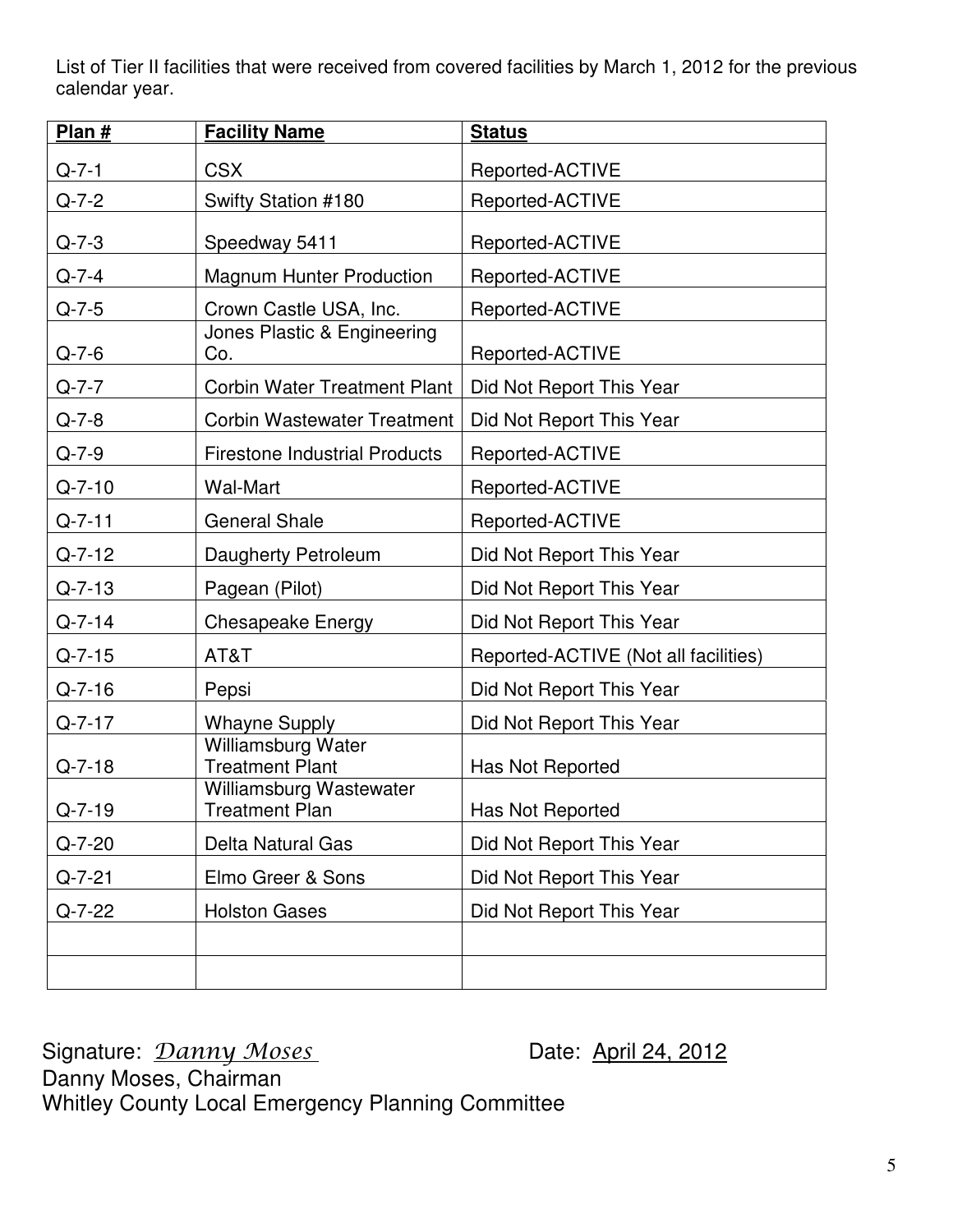List of Tier II facilities that were received from covered facilities by March 1, 2012 for the previous calendar year.

| Plan # | Facility Name | Status |
|---|---|---|
| Q-7-1 | CSX | Reported-ACTIVE |
| Q-7-2 | Swifty Station #180 | Reported-ACTIVE |
| Q-7-3 | Speedway 5411 | Reported-ACTIVE |
| Q-7-4 | Magnum Hunter Production | Reported-ACTIVE |
| Q-7-5 | Crown Castle USA, Inc. | Reported-ACTIVE |
| Q-7-6 | Jones Plastic & Engineering Co. | Reported-ACTIVE |
| Q-7-7 | Corbin Water Treatment Plant | Did Not Report This Year |
| Q-7-8 | Corbin Wastewater Treatment | Did Not Report This Year |
| Q-7-9 | Firestone Industrial Products | Reported-ACTIVE |
| Q-7-10 | Wal-Mart | Reported-ACTIVE |
| Q-7-11 | General Shale | Reported-ACTIVE |
| Q-7-12 | Daugherty Petroleum | Did Not Report This Year |
| Q-7-13 | Pagean (Pilot) | Did Not Report This Year |
| Q-7-14 | Chesapeake Energy | Did Not Report This Year |
| Q-7-15 | AT&T | Reported-ACTIVE (Not all facilities) |
| Q-7-16 | Pepsi | Did Not Report This Year |
| Q-7-17 | Whayne Supply | Did Not Report This Year |
| Q-7-18 | Williamsburg Water Treatment Plant | Has Not Reported |
| Q-7-19 | Williamsburg Wastewater Treatment Plan | Has Not Reported |
| Q-7-20 | Delta Natural Gas | Did Not Report This Year |
| Q-7-21 | Elmo Greer & Sons | Did Not Report This Year |
| Q-7-22 | Holston Gases | Did Not Report This Year |
| | | |
| | | |

Signature: *Danny Moses* Date: April 24, 2012

Danny Moses, Chairman

Whitley County Local Emergency Planning Committee